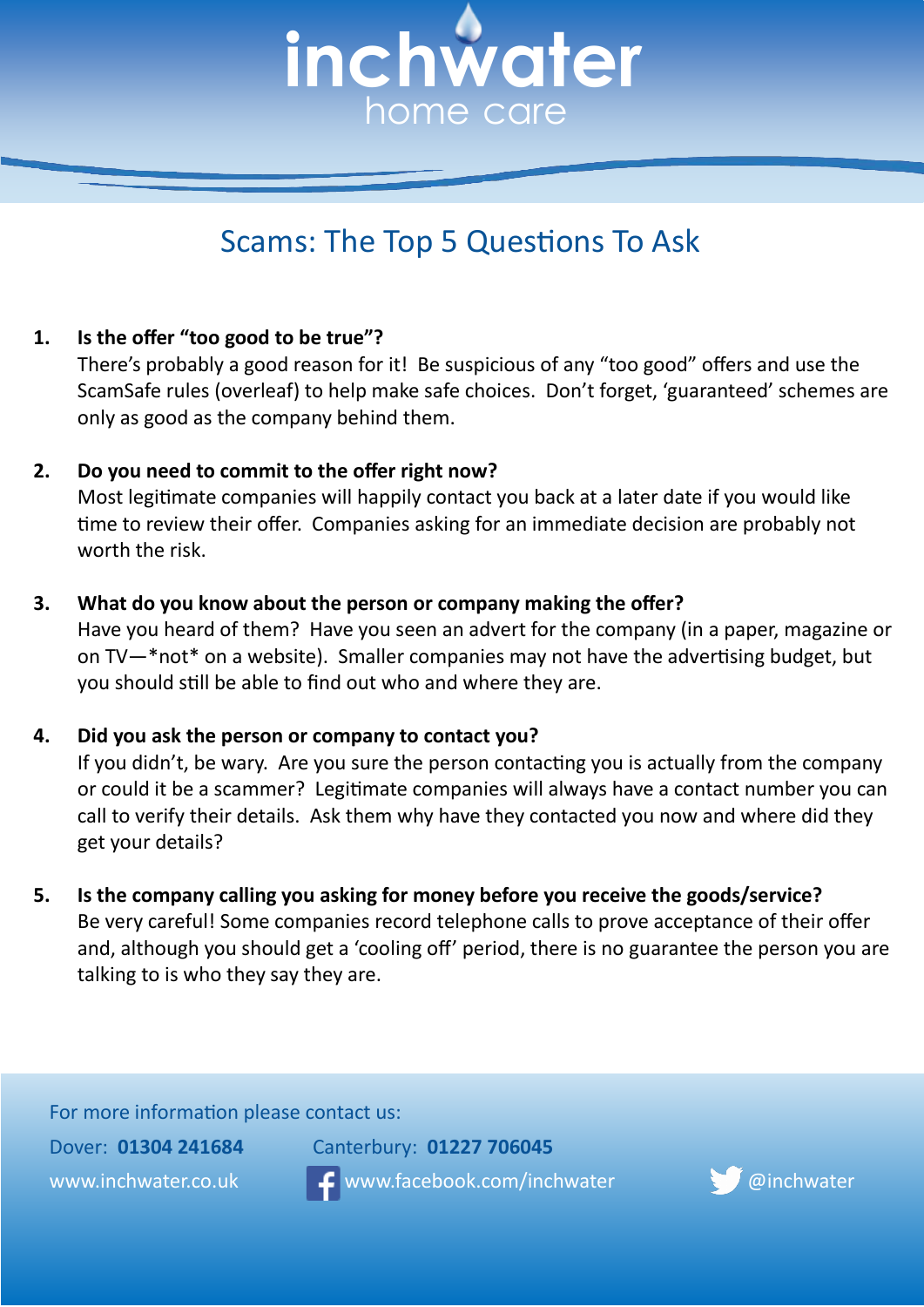# inchwater home care

## Scams: The Top 5 Questions To Ask

1. **Is the offer "too good to be true"?**
   There's probably a good reason for it! Be suspicious of any "too good" offers and use the ScamSafe rules (overleaf) to help make safe choices. Don't forget, 'guaranteed' schemes are only as good as the company behind them.

2. **Do you need to commit to the offer right now?**
   Most legitimate companies will happily contact you back at a later date if you would like time to review their offer. Companies asking for an immediate decision are probably not worth the risk.

3. **What do you know about the person or company making the offer?**
   Have you heard of them? Have you seen an advert for the company (in a paper, magazine or on TV—*not* on a website). Smaller companies may not have the advertising budget, but you should still be able to find out who and where they are.

4. **Did you ask the person or company to contact you?**
   If you didn't, be wary. Are you sure the person contacting you is actually from the company or could it be a scammer? Legitimate companies will always have a contact number you can call to verify their details. Ask them why have they contacted you now and where did they get your details?

5. **Is the company calling you asking for money before you receive the goods/service?**
   Be very careful! Some companies record telephone calls to prove acceptance of their offer and, although you should get a 'cooling off' period, there is no guarantee the person you are talking to is who they say they are.

For more information please contact us:

Dover: **01304 241684** Canterbury: **01227 706045**

www.inchwater.co.uk www.facebook.com/inchwater @inchwater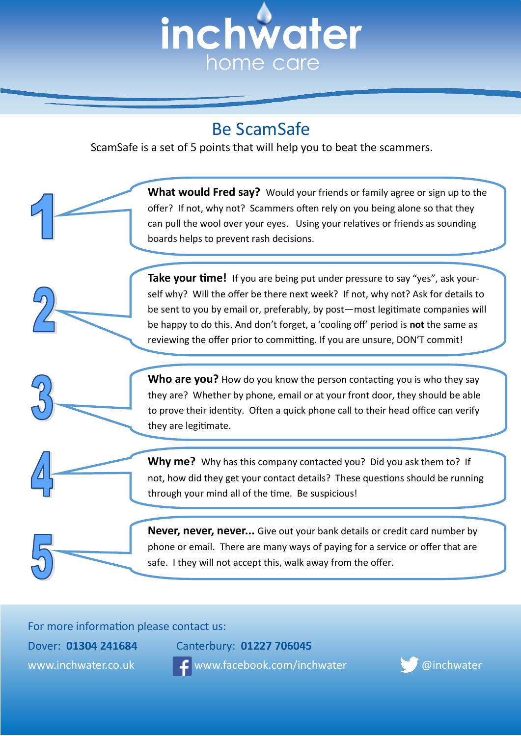# inchwater
home care

## Be ScamSafe

ScamSafe is a set of 5 points that will help you to beat the scammers.

1. **What would Fred say?** Would your friends or family agree or sign up to the offer? If not, why not? Scammers often rely on you being alone so that they can pull the wool over your eyes. Using your relatives or friends as sounding boards helps to prevent rash decisions.

2. **Take your time!** If you are being put under pressure to say "yes", ask yourself why? Will the offer be there next week? If not, why not? Ask for details to be sent to you by email or, preferably, by post—most legitimate companies will be happy to do this. And don't forget, a 'cooling off' period is **not** the same as reviewing the offer prior to committing. If you are unsure, DON'T commit!

3. **Who are you?** How do you know the person contacting you is who they say they are? Whether by phone, email or at your front door, they should be able to prove their identity. Often a quick phone call to their head office can verify they are legitimate.

4. **Why me?** Why has this company contacted you? Did you ask them to? If not, how did they get your contact details? These questions should be running through your mind all of the time. Be suspicious!

5. **Never, never, never...** Give out your bank details or credit card number by phone or email. There are many ways of paying for a service or offer that are safe. I they will not accept this, walk away from the offer.

For more information please contact us:

Dover: **01304 241684**    Canterbury: **01227 706045**

www.inchwater.co.uk    www.facebook.com/inchwater    @inchwater